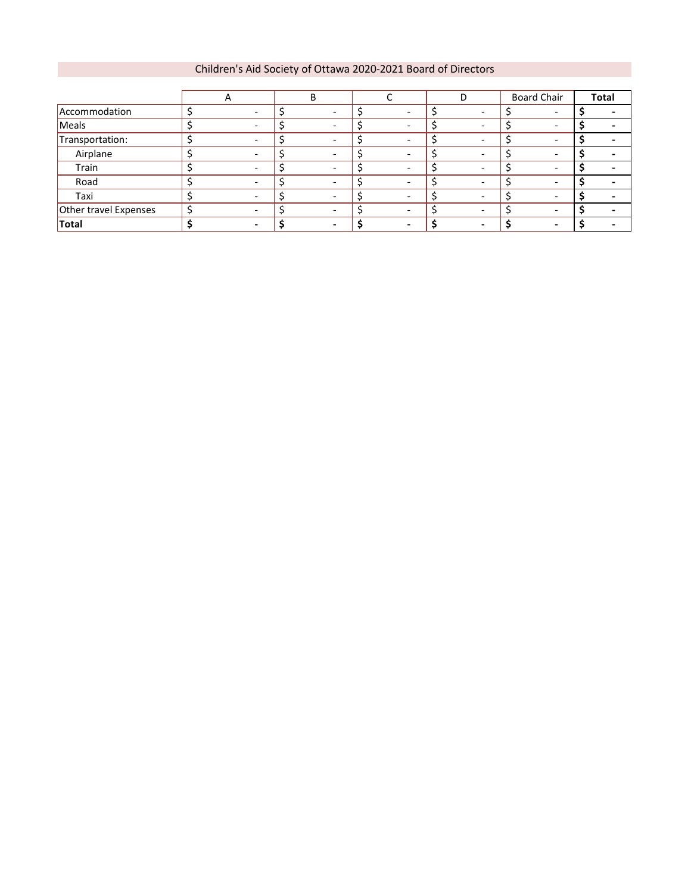# Children's Aid Society of Ottawa 2020-2021 Board of Directors

| | A | B | C | D | Board Chair | **Total** |
|---|---|---|---|---|---|---|
| Accommodation | $ - | $ - | $ - | $ - | $ - | **$ -** |
| Meals | $ - | $ - | $ - | $ - | $ - | **$ -** |
| Transportation: | $ - | $ - | $ - | $ - | $ - | **$ -** |
| Airplane | $ - | $ - | $ - | $ - | $ - | **$ -** |
| Train | $ - | $ - | $ - | $ - | $ - | **$ -** |
| Road | $ - | $ - | $ - | $ - | $ - | **$ -** |
| Taxi | $ - | $ - | $ - | $ - | $ - | **$ -** |
| Other travel Expenses | $ - | $ - | $ - | $ - | $ - | **$ -** |
| **Total** | **$ -** | **$ -** | **$ -** | **$ -** | **$ -** | **$ -** |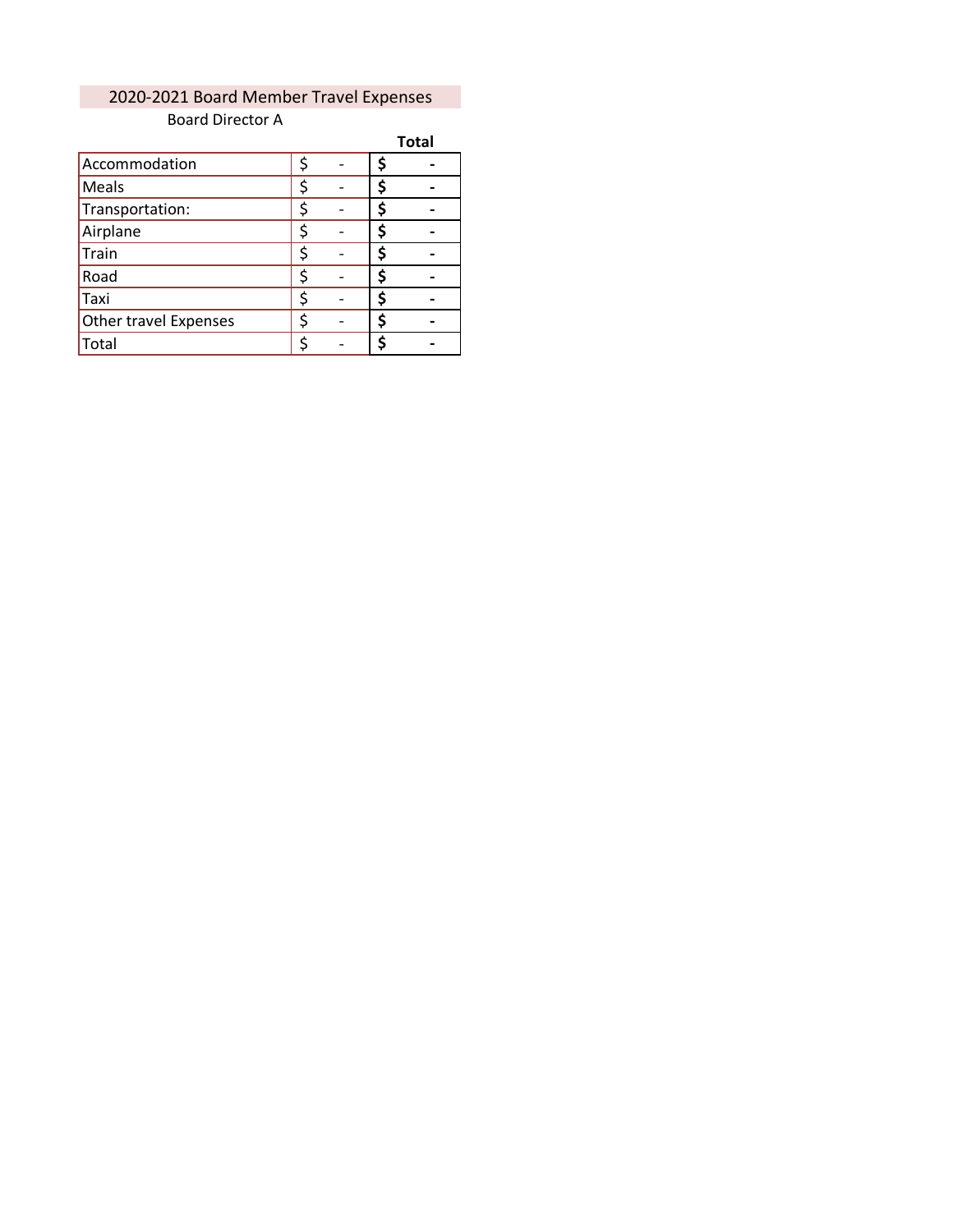## 2020-2021 Board Member Travel Expenses

Board Director A

| | | **Total** |
|---|---|---|
| Accommodation | $ - | **$ -** |
| Meals | $ - | **$ -** |
| Transportation: | $ - | **$ -** |
| Airplane | $ - | **$ -** |
| Train | $ - | **$ -** |
| Road | $ - | **$ -** |
| Taxi | $ - | **$ -** |
| Other travel Expenses | $ - | **$ -** |
| Total | $ - | **$ -** |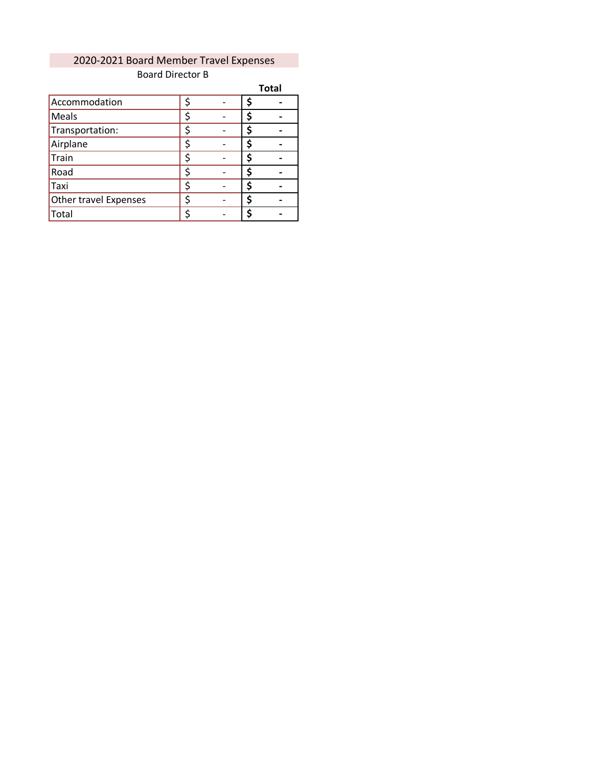## 2020-2021 Board Member Travel Expenses

Board Director B

| | | **Total** |
|---|---|---|
| Accommodation | $ - | **$ -** |
| Meals | $ - | **$ -** |
| Transportation: | $ - | **$ -** |
| Airplane | $ - | **$ -** |
| Train | $ - | **$ -** |
| Road | $ - | **$ -** |
| Taxi | $ - | **$ -** |
| Other travel Expenses | $ - | **$ -** |
| Total | $ - | **$ -** |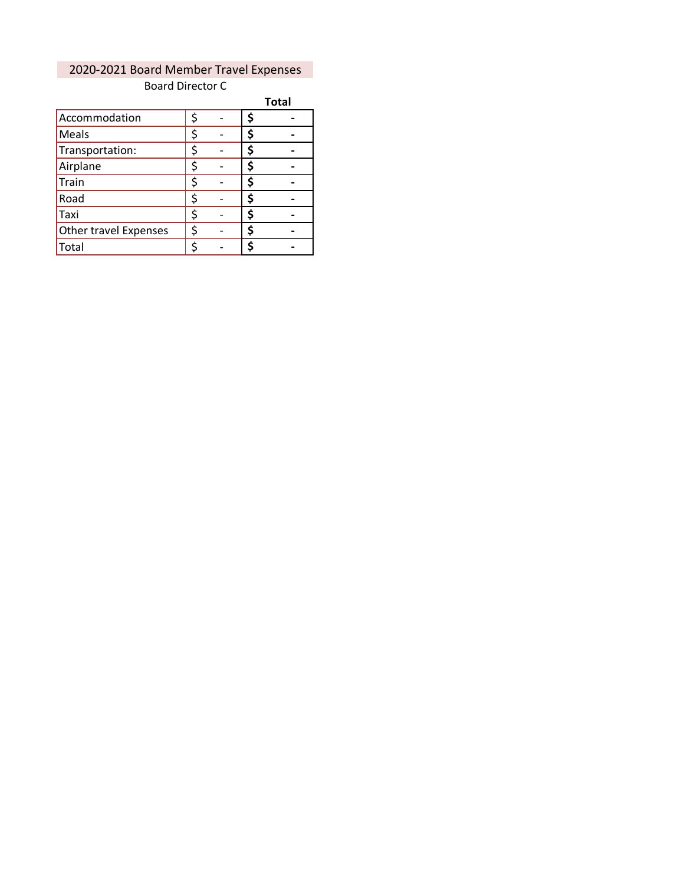2020-2021 Board Member Travel Expenses

Board Director C

| | | Total |
|---|---|---|
| Accommodation | $ - | $ - |
| Meals | $ - | $ - |
| Transportation: | $ - | $ - |
| Airplane | $ - | $ - |
| Train | $ - | $ - |
| Road | $ - | $ - |
| Taxi | $ - | $ - |
| Other travel Expenses | $ - | $ - |
| Total | $ - | $ - |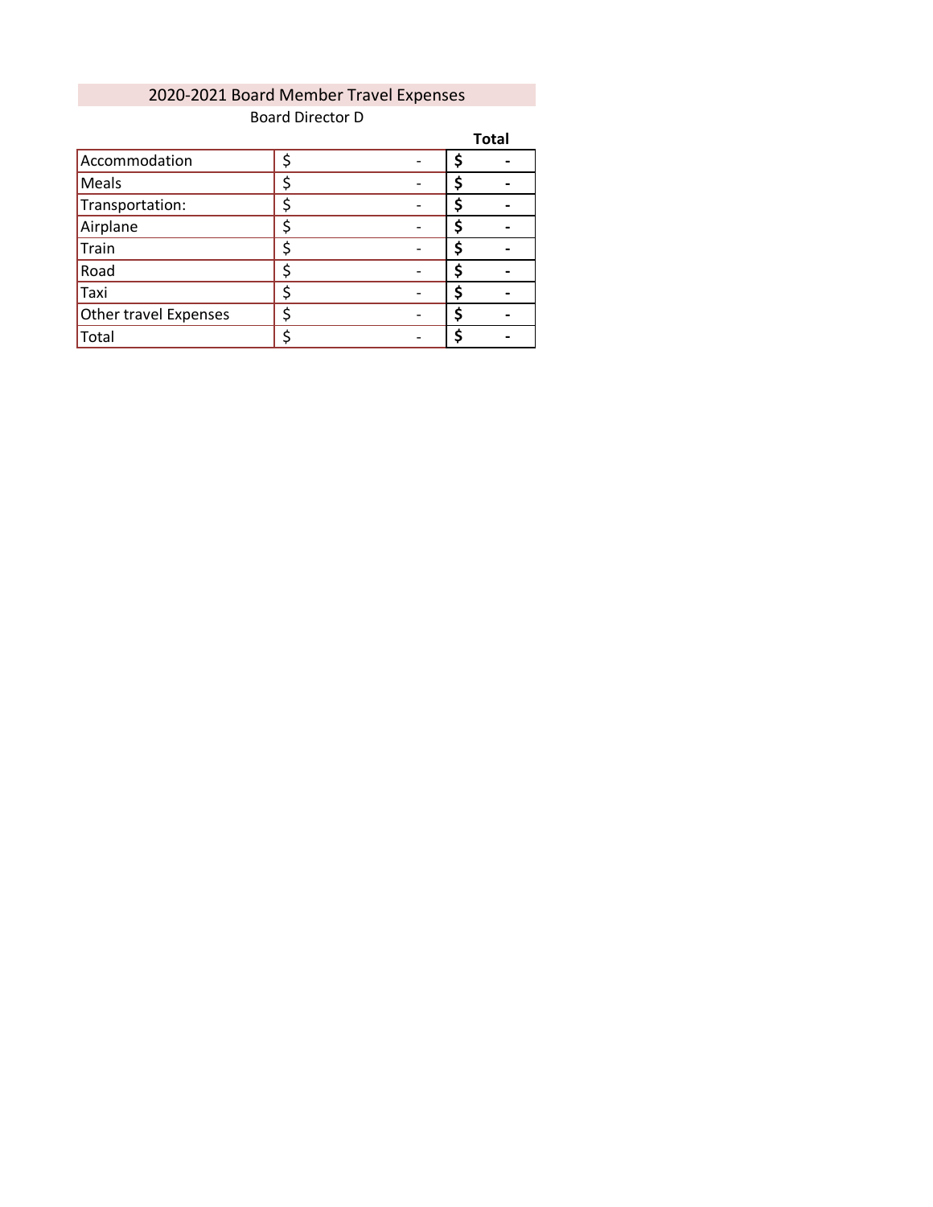# 2020-2021 Board Member Travel Expenses

Board Director D

| | | **Total** |
|---|---|---|
| Accommodation | $ - | **$ -** |
| Meals | $ - | **$ -** |
| Transportation: | $ - | **$ -** |
| Airplane | $ - | **$ -** |
| Train | $ - | **$ -** |
| Road | $ - | **$ -** |
| Taxi | $ - | **$ -** |
| Other travel Expenses | $ - | **$ -** |
| Total | $ - | **$ -** |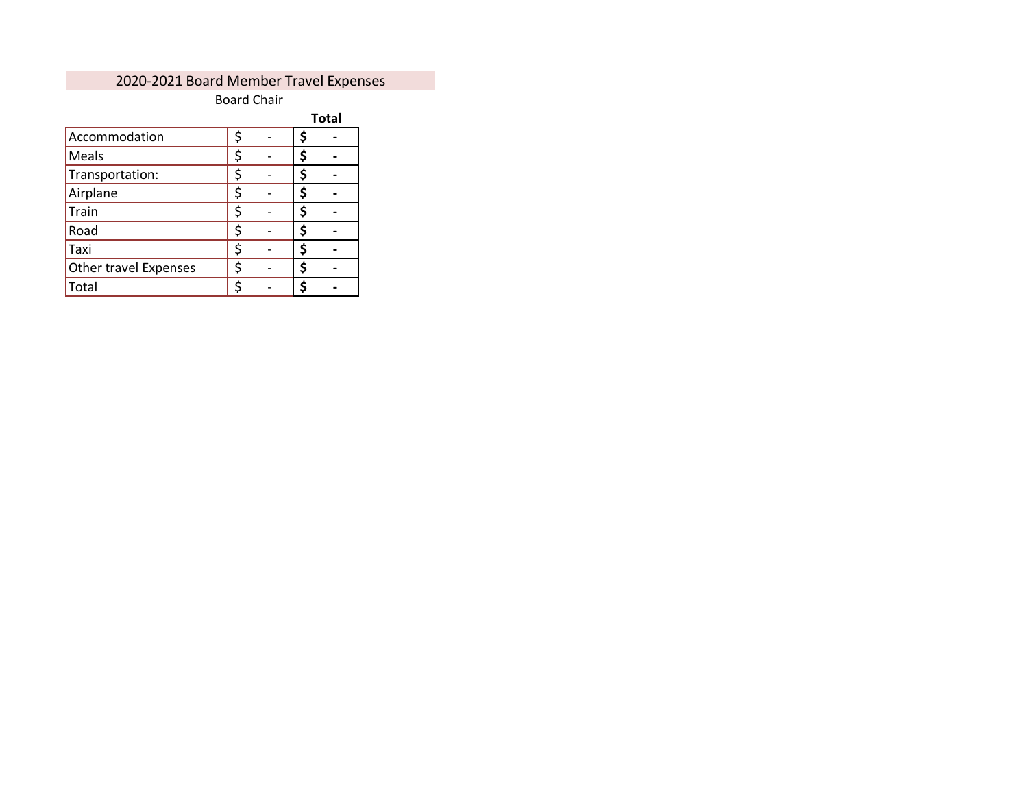2020-2021 Board Member Travel Expenses

Board Chair

| | | **Total** |
|---|---|---|
| Accommodation | $ - | **$ -** |
| Meals | $ - | **$ -** |
| Transportation: | $ - | **$ -** |
| Airplane | $ - | **$ -** |
| Train | $ - | **$ -** |
| Road | $ - | **$ -** |
| Taxi | $ - | **$ -** |
| Other travel Expenses | $ - | **$ -** |
| Total | $ - | **$ -** |